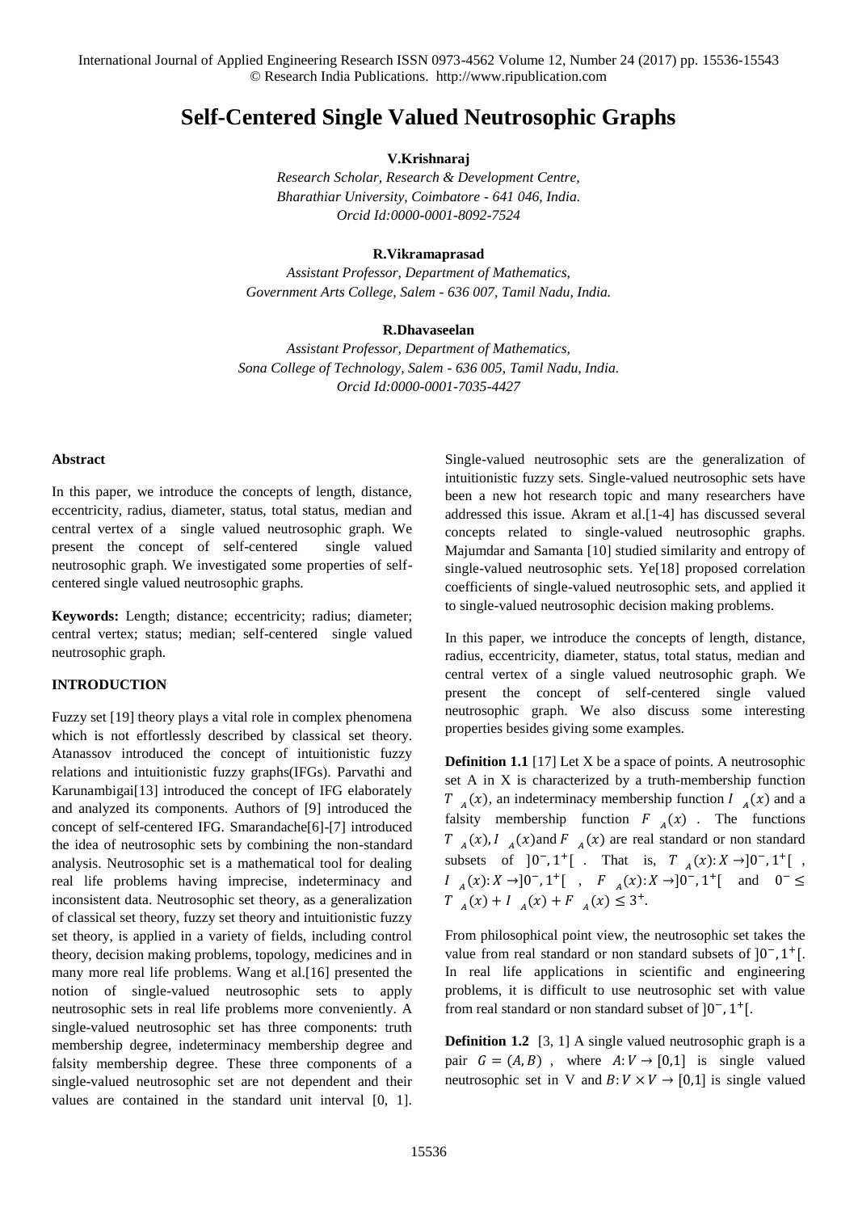# Self-Centered Single Valued Neutrosophic Graphs

**V.Krishnaraj**

*Research Scholar, Research & Development Centre,*
*Bharathiar University, Coimbatore - 641 046, India.*
*Orcid Id:0000-0001-8092-7524*

**R.Vikramaprasad**

*Assistant Professor, Department of Mathematics,*
*Government Arts College, Salem - 636 007, Tamil Nadu, India.*

**R.Dhavaseelan**

*Assistant Professor, Department of Mathematics,*
*Sona College of Technology, Salem - 636 005, Tamil Nadu, India.*
*Orcid Id:0000-0001-7035-4427*

#### Abstract

In this paper, we introduce the concepts of length, distance, eccentricity, radius, diameter, status, total status, median and central vertex of a single valued neutrosophic graph. We present the concept of self-centered single valued neutrosophic graph. We investigated some properties of self-centered single valued neutrosophic graphs.

**Keywords:** Length; distance; eccentricity; radius; diameter; central vertex; status; median; self-centered single valued neutrosophic graph.

#### INTRODUCTION

Fuzzy set [19] theory plays a vital role in complex phenomena which is not effortlessly described by classical set theory. Atanassov introduced the concept of intuitionistic fuzzy relations and intuitionistic fuzzy graphs(IFGs). Parvathi and Karunambigai[13] introduced the concept of IFG elaborately and analyzed its components. Authors of [9] introduced the concept of self-centered IFG. Smarandache[6]-[7] introduced the idea of neutrosophic sets by combining the non-standard analysis. Neutrosophic set is a mathematical tool for dealing real life problems having imprecise, indeterminacy and inconsistent data. Neutrosophic set theory, as a generalization of classical set theory, fuzzy set theory and intuitionistic fuzzy set theory, is applied in a variety of fields, including control theory, decision making problems, topology, medicines and in many more real life problems. Wang et al.[16] presented the notion of single-valued neutrosophic sets to apply neutrosophic sets in real life problems more conveniently. A single-valued neutrosophic set has three components: truth membership degree, indeterminacy membership degree and falsity membership degree. These three components of a single-valued neutrosophic set are not dependent and their values are contained in the standard unit interval [0, 1]. Single-valued neutrosophic sets are the generalization of intuitionistic fuzzy sets. Single-valued neutrosophic sets have been a new hot research topic and many researchers have addressed this issue. Akram et al.[1-4] has discussed several concepts related to single-valued neutrosophic graphs. Majumdar and Samanta [10] studied similarity and entropy of single-valued neutrosophic sets. Ye[18] proposed correlation coefficients of single-valued neutrosophic sets, and applied it to single-valued neutrosophic decision making problems.

In this paper, we introduce the concepts of length, distance, radius, eccentricity, diameter, status, total status, median and central vertex of a single valued neutrosophic graph. We present the concept of self-centered single valued neutrosophic graph. We also discuss some interesting properties besides giving some examples.

**Definition 1.1** [17] Let X be a space of points. A neutrosophic set A in X is characterized by a truth-membership function $T_A(x)$, an indeterminacy membership function $I_A(x)$ and a falsity membership function $F_A(x)$. The functions $T_A(x), I_A(x)$ and $F_A(x)$ are real standard or non standard subsets of $]0^-, 1^+[$. That is, $T_A(x): X \to ]0^-, 1^+[$, $I_A(x): X \to ]0^-, 1^+[$, $F_A(x): X \to ]0^-, 1^+[$ and $0^- \leq T_A(x) + I_A(x) + F_A(x) \leq 3^+$.

From philosophical point view, the neutrosophic set takes the value from real standard or non standard subsets of $]0^-, 1^+[$. In real life applications in scientific and engineering problems, it is difficult to use neutrosophic set with value from real standard or non standard subset of $]0^-, 1^+[$.

**Definition 1.2** [3, 1] A single valued neutrosophic graph is a pair $G = (A, B)$, where $A: V \to [0,1]$ is single valued neutrosophic set in V and $B: V \times V \to [0,1]$ is single valued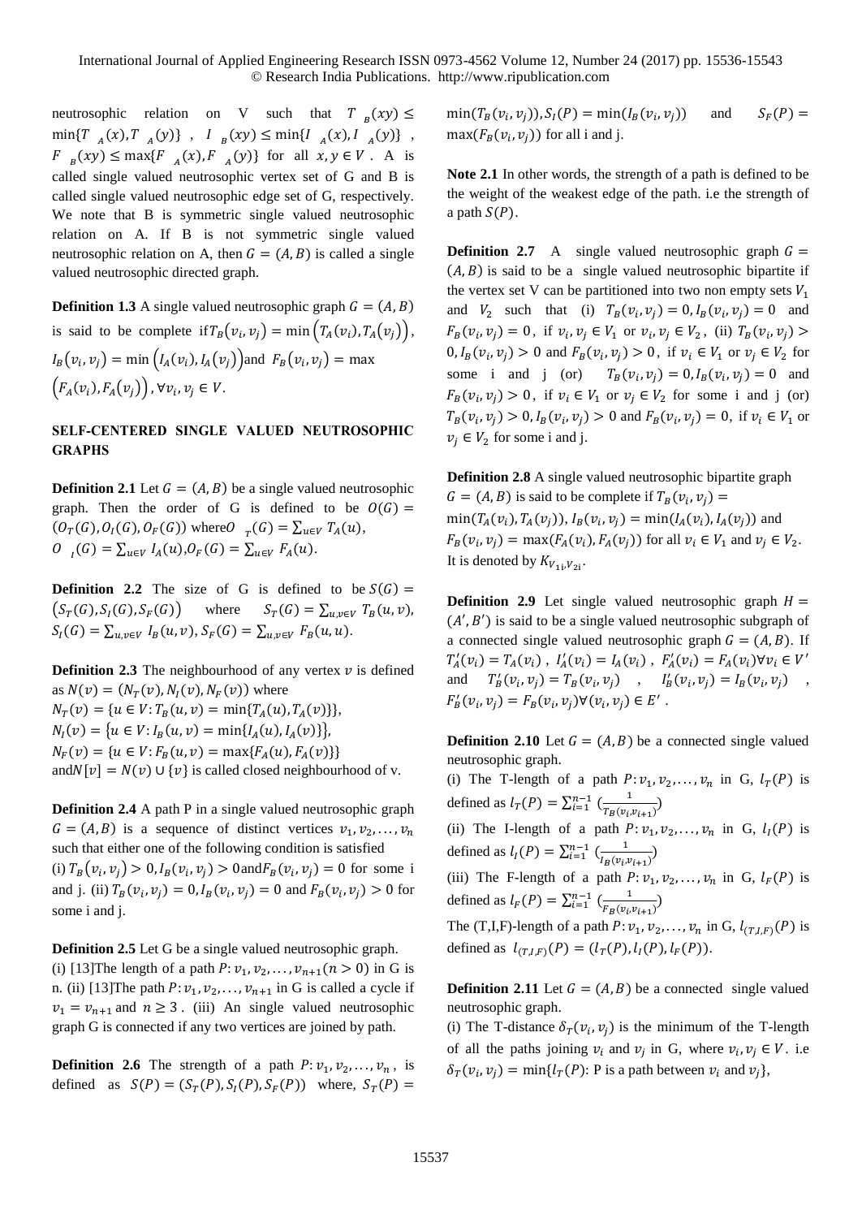neutrosophic relation on V such that $T_B(xy) \leq \min\{T_A(x), T_A(y)\}$, $I_B(xy) \leq \min\{I_A(x), I_A(y)\}$, $F_B(xy) \leq \max\{F_A(x), F_A(y)\}$ for all $x, y \in V$. A is called single valued neutrosophic vertex set of G and B is called single valued neutrosophic edge set of G, respectively. We note that B is symmetric single valued neutrosophic relation on A. If B is not symmetric single valued neutrosophic relation on A, then $G = (A, B)$ is called a single valued neutrosophic directed graph.

**Definition 1.3** A single valued neutrosophic graph $G = (A, B)$ is said to be complete if $T_B(v_i, v_j) = \min\left(T_A(v_i), T_A(v_j)\right)$, $I_B(v_i, v_j) = \min\left(I_A(v_i), I_A(v_j)\right)$ and $F_B(v_i, v_j) = \max\left(F_A(v_i), F_A(v_j)\right)$, $\forall v_i, v_j \in V$.

## SELF-CENTERED SINGLE VALUED NEUTROSOPHIC GRAPHS

**Definition 2.1** Let $G = (A, B)$ be a single valued neutrosophic graph. Then the order of G is defined to be $O(G) = (O_T(G), O_I(G), O_F(G))$ where $O_T(G) = \sum_{u \in V} T_A(u)$, $O_I(G) = \sum_{u \in V} I_A(u)$, $O_F(G) = \sum_{u \in V} F_A(u)$.

**Definition 2.2** The size of G is defined to be $S(G) = \left(S_T(G), S_I(G), S_F(G)\right)$ where $S_T(G) = \sum_{u,v \in V} T_B(u, v)$, $S_I(G) = \sum_{u,v \in V} I_B(u, v)$, $S_F(G) = \sum_{u,v \in V} F_B(u, u)$.

**Definition 2.3** The neighbourhood of any vertex $v$ is defined as $N(v) = (N_T(v), N_I(v), N_F(v))$ where
$N_T(v) = \{u \in V: T_B(u, v) = \min\{T_A(u), T_A(v)\}\}$,
$N_I(v) = \{u \in V: I_B(u, v) = \min\{I_A(u), I_A(v)\}\}$,
$N_F(v) = \{u \in V: F_B(u, v) = \max\{F_A(u), F_A(v)\}\}$
and $N[v] = N(v) \cup \{v\}$ is called closed neighbourhood of v.

**Definition 2.4** A path P in a single valued neutrosophic graph $G = (A, B)$ is a sequence of distinct vertices $v_1, v_2, \ldots, v_n$ such that either one of the following condition is satisfied
(i) $T_B(v_i, v_j) > 0, I_B(v_i, v_j) > 0$ and $F_B(v_i, v_j) = 0$ for some i and j. (ii) $T_B(v_i, v_j) = 0, I_B(v_i, v_j) = 0$ and $F_B(v_i, v_j) > 0$ for some i and j.

**Definition 2.5** Let G be a single valued neutrosophic graph.
(i) [13]The length of a path $P: v_1, v_2, \ldots, v_{n+1} (n > 0)$ in G is n. (ii) [13]The path $P: v_1, v_2, \ldots, v_{n+1}$ in G is called a cycle if $v_1 = v_{n+1}$ and $n \geq 3$. (iii) An single valued neutrosophic graph G is connected if any two vertices are joined by path.

**Definition 2.6** The strength of a path $P: v_1, v_2, \ldots, v_n$, is defined as $S(P) = (S_T(P), S_I(P), S_F(P))$ where, $S_T(P) = \min(T_B(v_i, v_j)), S_I(P) = \min(I_B(v_i, v_j))$ and $S_F(P) = \max(F_B(v_i, v_j))$ for all i and j.

**Note 2.1** In other words, the strength of a path is defined to be the weight of the weakest edge of the path. i.e the strength of a path $S(P)$.

**Definition 2.7** A single valued neutrosophic graph $G = (A, B)$ is said to be a single valued neutrosophic bipartite if the vertex set V can be partitioned into two non empty sets $V_1$ and $V_2$ such that (i) $T_B(v_i, v_j) = 0, I_B(v_i, v_j) = 0$ and $F_B(v_i, v_j) = 0$, if $v_i, v_j \in V_1$ or $v_i, v_j \in V_2$, (ii) $T_B(v_i, v_j) > 0, I_B(v_i, v_j) > 0$ and $F_B(v_i, v_j) > 0$, if $v_i \in V_1$ or $v_j \in V_2$ for some i and j (or) $T_B(v_i, v_j) = 0, I_B(v_i, v_j) = 0$ and $F_B(v_i, v_j) > 0$, if $v_i \in V_1$ or $v_j \in V_2$ for some i and j (or) $T_B(v_i, v_j) > 0, I_B(v_i, v_j) > 0$ and $F_B(v_i, v_j) = 0$, if $v_i \in V_1$ or $v_j \in V_2$ for some i and j.

**Definition 2.8** A single valued neutrosophic bipartite graph $G = (A, B)$ is said to be complete if $T_B(v_i, v_j) = \min(T_A(v_i), T_A(v_j))$, $I_B(v_i, v_j) = \min(I_A(v_i), I_A(v_j))$ and $F_B(v_i, v_j) = \max(F_A(v_i), F_A(v_j))$ for all $v_i \in V_1$ and $v_j \in V_2$. It is denoted by $K_{V_{1i}, V_{2i}}$.

**Definition 2.9** Let single valued neutrosophic graph $H = (A', B')$ is said to be a single valued neutrosophic subgraph of a connected single valued neutrosophic graph $G = (A, B)$. If $T'_A(v_i) = T_A(v_i)$, $I'_A(v_i) = I_A(v_i)$, $F'_A(v_i) = F_A(v_i) \forall v_i \in V'$ and $T'_B(v_i, v_j) = T_B(v_i, v_j)$, $I'_B(v_i, v_j) = I_B(v_i, v_j)$, $F'_B(v_i, v_j) = F_B(v_i, v_j) \forall (v_i, v_j) \in E'$.

**Definition 2.10** Let $G = (A, B)$ be a connected single valued neutrosophic graph.
(i) The T-length of a path $P: v_1, v_2, \ldots, v_n$ in G, $l_T(P)$ is defined as $l_T(P) = \sum_{i=1}^{n-1} \left(\frac{1}{T_B(v_i v_{i+1})}\right)$
(ii) The I-length of a path $P: v_1, v_2, \ldots, v_n$ in G, $l_I(P)$ is defined as $l_I(P) = \sum_{i=1}^{n-1} \left(\frac{1}{I_B(v_i v_{i+1})}\right)$
(iii) The F-length of a path $P: v_1, v_2, \ldots, v_n$ in G, $l_F(P)$ is defined as $l_F(P) = \sum_{i=1}^{n-1} \left(\frac{1}{F_B(v_i v_{i+1})}\right)$
The (T,I,F)-length of a path $P: v_1, v_2, \ldots, v_n$ in G, $l_{(T,I,F)}(P)$ is defined as $l_{(T,I,F)}(P) = (l_T(P), l_I(P), l_F(P))$.

**Definition 2.11** Let $G = (A, B)$ be a connected single valued neutrosophic graph.
(i) The T-distance $\delta_T(v_i, v_j)$ is the minimum of the T-length of all the paths joining $v_i$ and $v_j$ in G, where $v_i, v_j \in V$. i.e $\delta_T(v_i, v_j) = \min\{l_T(P)\text{: P is a path between } v_i \text{ and } v_j\}$,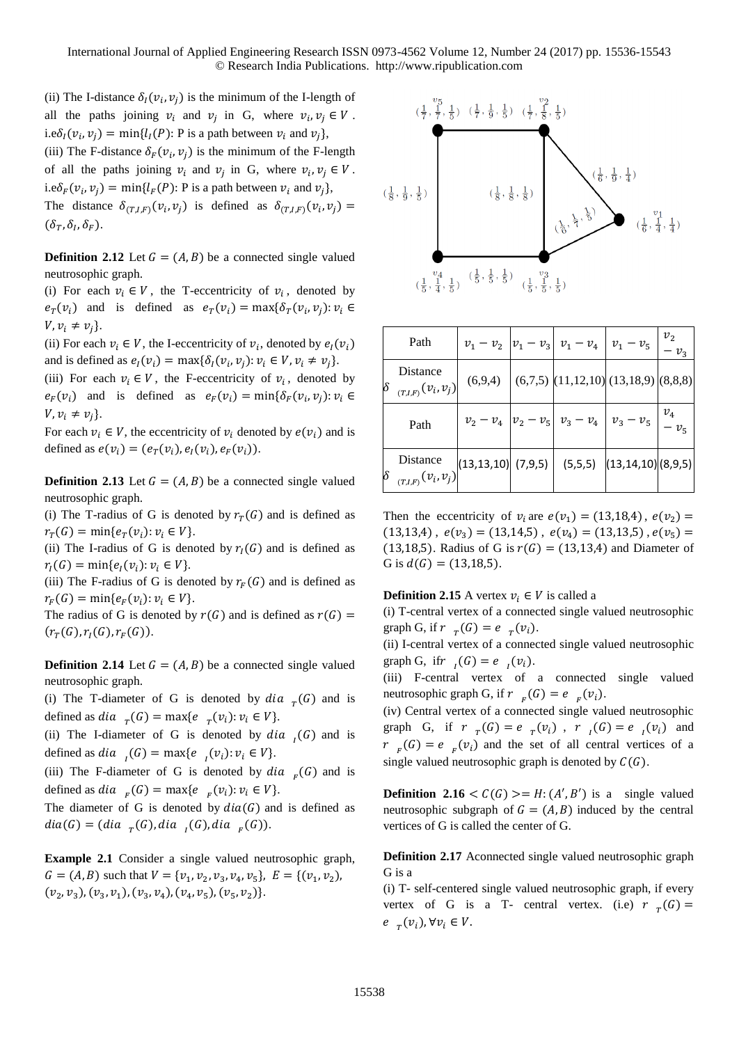(ii) The I-distance $\delta_I(v_i, v_j)$ is the minimum of the I-length of all the paths joining $v_i$ and $v_j$ in G, where $v_i, v_j \in V$. i.e $\delta_I(v_i, v_j) = \min\{l_I(P)$: P is a path between $v_i$ and $v_j\}$,

(iii) The F-distance $\delta_F(v_i, v_j)$ is the minimum of the F-length of all the paths joining $v_i$ and $v_j$ in G, where $v_i, v_j \in V$. i.e $\delta_F(v_i, v_j) = \min\{l_F(P)$: P is a path between $v_i$ and $v_j\}$,

The distance $\delta_{(T,I,F)}(v_i, v_j)$ is defined as $\delta_{(T,I,F)}(v_i, v_j) = (\delta_T, \delta_I, \delta_F)$.

**Definition 2.12** Let $G = (A, B)$ be a connected single valued neutrosophic graph.

(i) For each $v_i \in V$, the T-eccentricity of $v_i$, denoted by $e_T(v_i)$ and is defined as $e_T(v_i) = \max\{\delta_T(v_i, v_j): v_i \in V, v_i \neq v_j\}$.

(ii) For each $v_i \in V$, the I-eccentricity of $v_i$, denoted by $e_I(v_i)$ and is defined as $e_I(v_i) = \max\{\delta_I(v_i, v_j): v_i \in V, v_i \neq v_j\}$.

(iii) For each $v_i \in V$, the F-eccentricity of $v_i$, denoted by $e_F(v_i)$ and is defined as $e_F(v_i) = \min\{\delta_F(v_i, v_j): v_i \in V, v_i \neq v_j\}$.

For each $v_i \in V$, the eccentricity of $v_i$ denoted by $e(v_i)$ and is defined as $e(v_i) = (e_T(v_i), e_I(v_i), e_F(v_i))$.

**Definition 2.13** Let $G = (A, B)$ be a connected single valued neutrosophic graph.

(i) The T-radius of G is denoted by $r_T(G)$ and is defined as $r_T(G) = \min\{e_T(v_i): v_i \in V\}$.

(ii) The I-radius of G is denoted by $r_I(G)$ and is defined as $r_I(G) = \min\{e_I(v_i): v_i \in V\}$.

(iii) The F-radius of G is denoted by $r_F(G)$ and is defined as $r_F(G) = \min\{e_F(v_i): v_i \in V\}$.

The radius of G is denoted by $r(G)$ and is defined as $r(G) = (r_T(G), r_I(G), r_F(G))$.

**Definition 2.14** Let $G = (A, B)$ be a connected single valued neutrosophic graph.

(i) The T-diameter of G is denoted by $dia_T(G)$ and is defined as $dia_T(G) = \max\{e_T(v_i): v_i \in V\}$.

(ii) The I-diameter of G is denoted by $dia_I(G)$ and is defined as $dia_I(G) = \max\{e_I(v_i): v_i \in V\}$.

(iii) The F-diameter of G is denoted by $dia_F(G)$ and is defined as $dia_F(G) = \max\{e_F(v_i): v_i \in V\}$.

The diameter of G is denoted by $dia(G)$ and is defined as $dia(G) = (dia_T(G), dia_I(G), dia_F(G))$.

**Example 2.1** Consider a single valued neutrosophic graph, $G = (A, B)$ such that $V = \{v_1, v_2, v_3, v_4, v_5\}$, $E = \{(v_1, v_2), (v_2, v_3), (v_3, v_1), (v_3, v_4), (v_4, v_5), (v_5, v_2)\}$.

| Path | $v_1 - v_2$ | $v_1 - v_3$ | $v_1 - v_4$ | $v_1 - v_5$ | $v_2 - v_3$ |
|---|---|---|---|---|---|
| Distance $\delta_{(T,I,F)}(v_i, v_j)$ | (6,9,4) | (6,7,5) | (11,12,10) | (13,18,9) | (8,8,8) |
| Path | $v_2 - v_4$ | $v_2 - v_5$ | $v_3 - v_4$ | $v_3 - v_5$ | $v_4 - v_5$ |
| Distance $\delta_{(T,I,F)}(v_i, v_j)$ | (13,13,10) | (7,9,5) | (5,5,5) | (13,14,10) | (8,9,5) |

Then the eccentricity of $v_i$ are $e(v_1) = (13,18,4)$, $e(v_2) = (13,13,4)$, $e(v_3) = (13,14,5)$, $e(v_4) = (13,13,5)$, $e(v_5) = (13,18,5)$. Radius of G is $r(G) = (13,13,4)$ and Diameter of G is $d(G) = (13,18,5)$.

**Definition 2.15** A vertex $v_i \in V$ is called a

(i) T-central vertex of a connected single valued neutrosophic graph G, if $r_T(G) = e_T(v_i)$.

(ii) I-central vertex of a connected single valued neutrosophic graph G, if $r_I(G) = e_I(v_i)$.

(iii) F-central vertex of a connected single valued neutrosophic graph G, if $r_F(G) = e_F(v_i)$.

(iv) Central vertex of a connected single valued neutrosophic graph G, if $r_T(G) = e_T(v_i)$, $r_I(G) = e_I(v_i)$ and $r_F(G) = e_F(v_i)$ and the set of all central vertices of a single valued neutrosophic graph is denoted by $C(G)$.

**Definition 2.16** $< C(G) >= H: (A', B')$ is a single valued neutrosophic subgraph of $G = (A, B)$ induced by the central vertices of G is called the center of G.

**Definition 2.17** A connected single valued neutrosophic graph G is a

(i) T- self-centered single valued neutrosophic graph, if every vertex of G is a T- central vertex. (i.e) $r_T(G) = e_T(v_i), \forall v_i \in V$.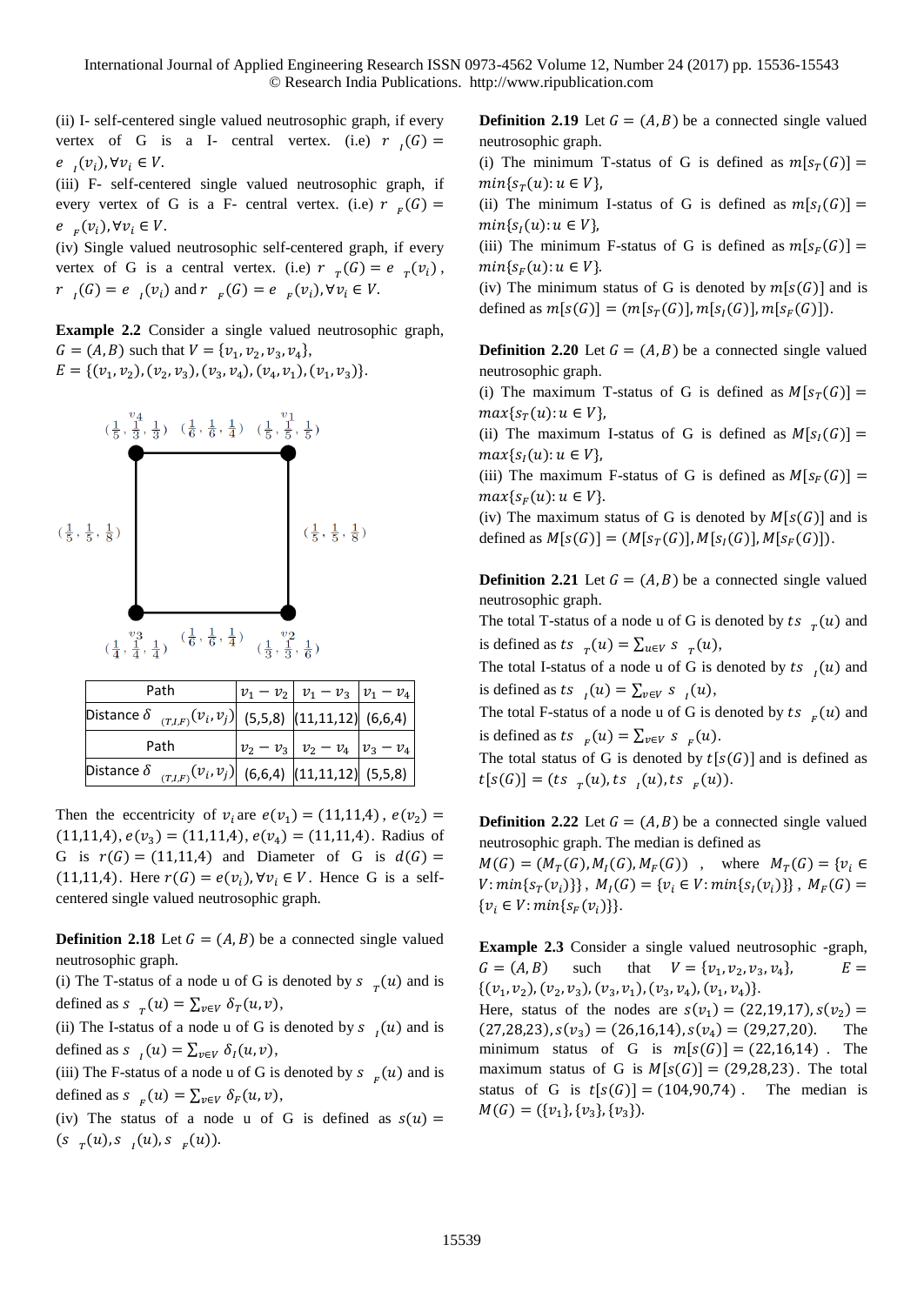(ii) I- self-centered single valued neutrosophic graph, if every vertex of G is a I- central vertex. (i.e) $r_{I}(G) = e_{I}(v_i), \forall v_i \in V$.

(iii) F- self-centered single valued neutrosophic graph, if every vertex of G is a F- central vertex. (i.e) $r_{F}(G) = e_{F}(v_i), \forall v_i \in V$.

(iv) Single valued neutrosophic self-centered graph, if every vertex of G is a central vertex. (i.e) $r_{T}(G) = e_{T}(v_i)$, $r_{I}(G) = e_{I}(v_i)$ and $r_{F}(G) = e_{F}(v_i), \forall v_i \in V$.

**Example 2.2** Consider a single valued neutrosophic graph, $G = (A, B)$ such that $V = \{v_1, v_2, v_3, v_4\}$, $E = \{(v_1, v_2), (v_2, v_3), (v_3, v_4), (v_4, v_1), (v_1, v_3)\}$.

| Path | $v_1 - v_2$ | $v_1 - v_3$ | $v_1 - v_4$ |
|---|---|---|---|
| Distance $\delta_{(T,I,F)}(v_i, v_j)$ | (5,5,8) | (11,11,12) | (6,6,4) |
| Path | $v_2 - v_3$ | $v_2 - v_4$ | $v_3 - v_4$ |
| Distance $\delta_{(T,I,F)}(v_i, v_j)$ | (6,6,4) | (11,11,12) | (5,5,8) |

Then the eccentricity of $v_i$ are $e(v_1) = (11,11,4)$, $e(v_2) = (11,11,4)$, $e(v_3) = (11,11,4)$, $e(v_4) = (11,11,4)$. Radius of G is $r(G) = (11,11,4)$ and Diameter of G is $d(G) = (11,11,4)$. Here $r(G) = e(v_i), \forall v_i \in V$. Hence G is a self-centered single valued neutrosophic graph.

**Definition 2.18** Let $G = (A, B)$ be a connected single valued neutrosophic graph.

(i) The T-status of a node u of G is denoted by $s_{T}(u)$ and is defined as $s_{T}(u) = \sum_{v \in V} \delta_T(u, v)$,

(ii) The I-status of a node u of G is denoted by $s_{I}(u)$ and is defined as $s_{I}(u) = \sum_{v \in V} \delta_I(u, v)$,

(iii) The F-status of a node u of G is denoted by $s_{F}(u)$ and is defined as $s_{F}(u) = \sum_{v \in V} \delta_F(u, v)$,

(iv) The status of a node u of G is defined as $s(u) = (s_{T}(u), s_{I}(u), s_{F}(u))$.

**Definition 2.19** Let $G = (A, B)$ be a connected single valued neutrosophic graph.

(i) The minimum T-status of G is defined as $m[s_T(G)] = min\{s_T(u): u \in V\}$,

(ii) The minimum I-status of G is defined as $m[s_I(G)] = min\{s_I(u): u \in V\}$,

(iii) The minimum F-status of G is defined as $m[s_F(G)] = min\{s_F(u): u \in V\}$.

(iv) The minimum status of G is denoted by $m[s(G)]$ and is defined as $m[s(G)] = (m[s_T(G)], m[s_I(G)], m[s_F(G)])$.

**Definition 2.20** Let $G = (A, B)$ be a connected single valued neutrosophic graph.

(i) The maximum T-status of G is defined as $M[s_T(G)] = max\{s_T(u): u \in V\}$,

(ii) The maximum I-status of G is defined as $M[s_I(G)] = max\{s_I(u): u \in V\}$,

(iii) The maximum F-status of G is defined as $M[s_F(G)] = max\{s_F(u): u \in V\}$.

(iv) The maximum status of G is denoted by $M[s(G)]$ and is defined as $M[s(G)] = (M[s_T(G)], M[s_I(G)], M[s_F(G)])$.

**Definition 2.21** Let $G = (A, B)$ be a connected single valued neutrosophic graph.

The total T-status of a node u of G is denoted by $ts_{T}(u)$ and is defined as $ts_{T}(u) = \sum_{u \in V} s_{T}(u)$,

The total I-status of a node u of G is denoted by $ts_{I}(u)$ and is defined as $ts_{I}(u) = \sum_{v \in V} s_{I}(u)$,

The total F-status of a node u of G is denoted by $ts_{F}(u)$ and is defined as $ts_{F}(u) = \sum_{v \in V} s_{F}(u)$.

The total status of G is denoted by $t[s(G)]$ and is defined as $t[s(G)] = (ts_{T}(u), ts_{I}(u), ts_{F}(u))$.

**Definition 2.22** Let $G = (A, B)$ be a connected single valued neutrosophic graph. The median is defined as

$M(G) = (M_T(G), M_I(G), M_F(G))$, where $M_T(G) = \{v_i \in V: min\{s_T(v_i)\}\}$, $M_I(G) = \{v_i \in V: min\{s_I(v_i)\}\}$, $M_F(G) = \{v_i \in V: min\{s_F(v_i)\}\}$.

**Example 2.3** Consider a single valued neutrosophic -graph, $G = (A, B)$ such that $V = \{v_1, v_2, v_3, v_4\}$, $E = \{(v_1, v_2), (v_2, v_3), (v_3, v_1), (v_3, v_4), (v_1, v_4)\}$.

Here, status of the nodes are $s(v_1) = (22,19,17)$, $s(v_2) = (27,28,23)$, $s(v_3) = (26,16,14)$, $s(v_4) = (29,27,20)$. The minimum status of G is $m[s(G)] = (22,16,14)$. The maximum status of G is $M[s(G)] = (29,28,23)$. The total status of G is $t[s(G)] = (104,90,74)$. The median is $M(G) = (\{v_1\}, \{v_3\}, \{v_3\})$.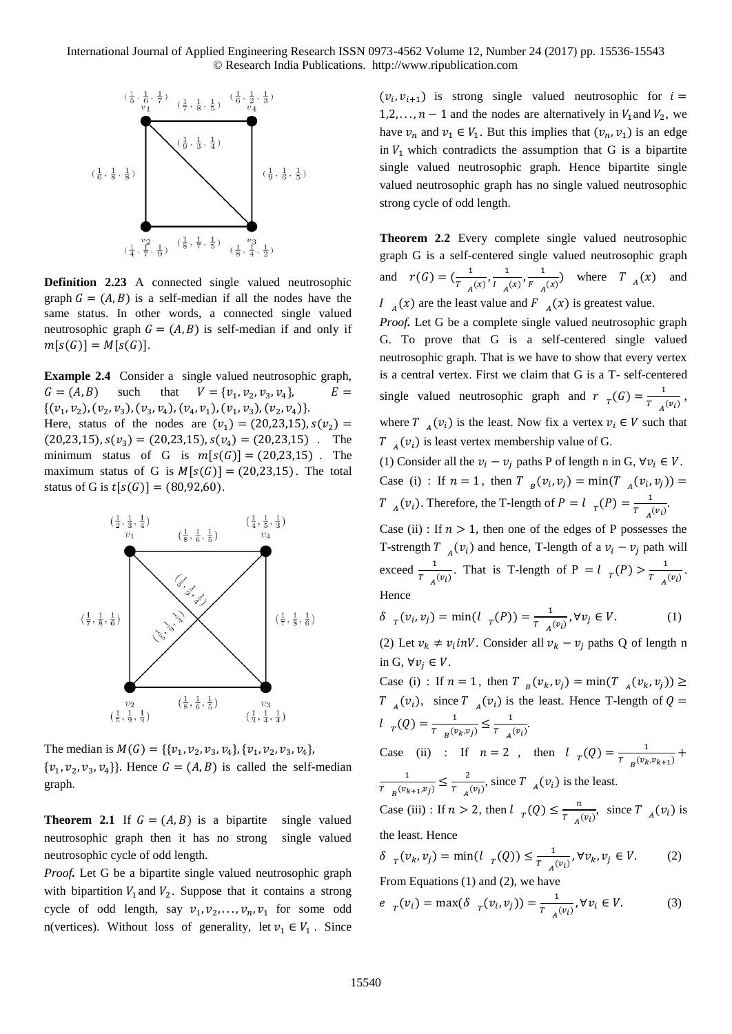**Definition 2.23** A connected single valued neutrosophic graph $G = (A, B)$ is a self-median if all the nodes have the same status. In other words, a connected single valued neutrosophic graph $G = (A, B)$ is self-median if and only if $m[s(G)] = M[s(G)]$.

**Example 2.4** Consider a single valued neutrosophic graph, $G = (A, B)$ such that $V = \{v_1, v_2, v_3, v_4\}$, $E = \{(v_1, v_2), (v_2, v_3), (v_3, v_4), (v_4, v_1), (v_1, v_3), (v_2, v_4)\}$.
Here, status of the nodes are $(v_1) = (20,23,15), s(v_2) = (20,23,15), s(v_3) = (20,23,15), s(v_4) = (20,23,15)$. The minimum status of G is $m[s(G)] = (20,23,15)$. The maximum status of G is $M[s(G)] = (20,23,15)$. The total status of G is $t[s(G)] = (80,92,60)$.

The median is $M(G) = \{\{v_1, v_2, v_3, v_4\}, \{v_1, v_2, v_3, v_4\}, \{v_1, v_2, v_3, v_4\}\}$. Hence $G = (A, B)$ is called the self-median graph.

**Theorem 2.1** If $G = (A, B)$ is a bipartite single valued neutrosophic graph then it has no strong single valued neutrosophic cycle of odd length.

*Proof.* Let G be a bipartite single valued neutrosophic graph with bipartition $V_1$ and $V_2$. Suppose that it contains a strong cycle of odd length, say $v_1, v_2, \ldots, v_n, v_1$ for some odd n(vertices). Without loss of generality, let $v_1 \in V_1$. Since $(v_i, v_{i+1})$ is strong single valued neutrosophic for $i = 1,2, \ldots, n-1$ and the nodes are alternatively in $V_1$ and $V_2$, we have $v_n$ and $v_1 \in V_1$. But this implies that $(v_n, v_1)$ is an edge in $V_1$ which contradicts the assumption that G is a bipartite single valued neutrosophic graph. Hence bipartite single valued neutrosophic graph has no single valued neutrosophic strong cycle of odd length.

**Theorem 2.2** Every complete single valued neutrosophic graph G is a self-centered single valued neutrosophic graph and $r(G) = (\frac{1}{T_A(x)}, \frac{1}{I_A(x)}, \frac{1}{F_A(x)})$ where $T_A(x)$ and $I_A(x)$ are the least value and $F_A(x)$ is greatest value.

*Proof.* Let G be a complete single valued neutrosophic graph G. To prove that G is a self-centered single valued neutrosophic graph. That is we have to show that every vertex is a central vertex. First we claim that G is a T- self-centered single valued neutrosophic graph and $r_T(G) = \frac{1}{T_A(v_i)}$, where $T_A(v_i)$ is the least. Now fix a vertex $v_i \in V$ such that $T_A(v_i)$ is least vertex membership value of G.

(1) Consider all the $v_i - v_j$ paths P of length n in G, $\forall v_i \in V$.

Case (i) : If $n = 1$, then $T_B(v_i, v_j) = \min(T_A(v_i, v_j)) = T_A(v_i)$. Therefore, the T-length of $P = l_T(P) = \frac{1}{T_A(v_i)}$.

Case (ii) : If $n > 1$, then one of the edges of P possesses the T-strength $T_A(v_i)$ and hence, T-length of a $v_i - v_j$ path will exceed $\frac{1}{T_A(v_i)}$. That is T-length of P $= l_T(P) > \frac{1}{T_A(v_i)}$.

Hence

$$\delta_T(v_i, v_j) = \min(l_T(P)) = \frac{1}{T_A(v_i)}, \forall v_j \in V. \tag{1}$$

(2) Let $v_k \neq v_i in V$. Consider all $v_k - v_j$ paths Q of length n in G, $\forall v_j \in V$.

Case (i) : If $n = 1$, then $T_B(v_k, v_j) = \min(T_A(v_k, v_j)) \geq T_A(v_i)$, since $T_A(v_i)$ is the least. Hence T-length of $Q = l_T(Q) = \frac{1}{T_B(v_k, v_j)} \leq \frac{1}{T_A(v_i)}$.

Case (ii) : If $n = 2$, then $l_T(Q) = \frac{1}{T_B(v_k, v_{k+1})} + \frac{1}{T_B(v_{k+1}, v_j)} \leq \frac{2}{T_A(v_i)}$, since $T_A(v_i)$ is the least.

Case (iii) : If $n > 2$, then $l_T(Q) \leq \frac{n}{T_A(v_i)}$, since $T_A(v_i)$ is the least. Hence

$$\delta_T(v_k, v_j) = \min(l_T(Q)) \leq \frac{1}{T_A(v_i)}, \forall v_k, v_j \in V. \tag{2}$$

From Equations (1) and (2), we have

$$e_T(v_i) = \max(\delta_T(v_i, v_j)) = \frac{1}{T_A(v_i)}, \forall v_i \in V. \tag{3}$$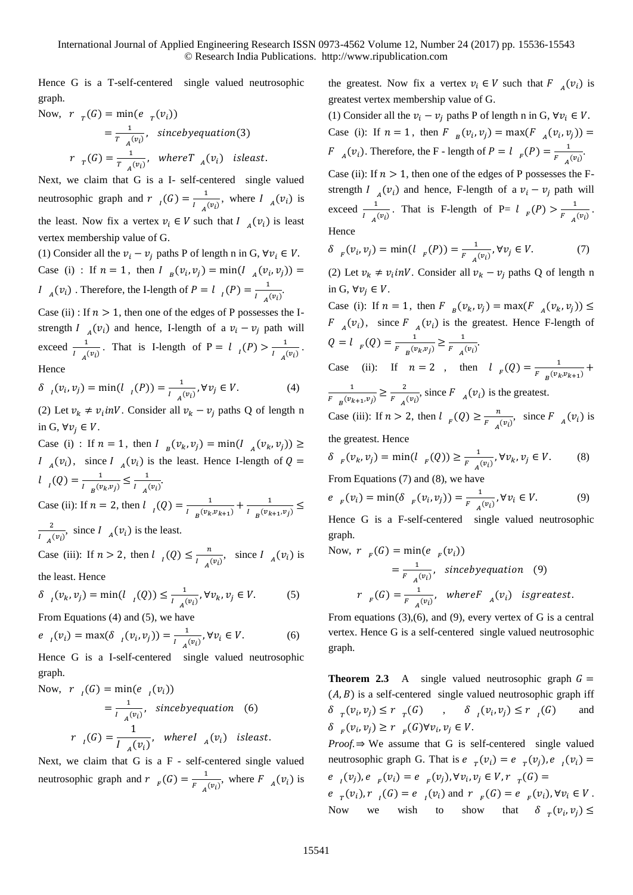Hence G is a T-self-centered single valued neutrosophic graph.

Now, $r_T(G) = \min(e_T(v_i))$

$= \frac{1}{T_A(v_i)}$, sincebyequation(3)

$r_T(G) = \frac{1}{T_A(v_i)}$, where $T_A(v_i)$ isleast.

Next, we claim that G is a I- self-centered single valued neutrosophic graph and $r_I(G) = \frac{1}{I_A(v_i)}$, where $I_A(v_i)$ is the least. Now fix a vertex $v_i \in V$ such that $I_A(v_i)$ is least vertex membership value of G.

(1) Consider all the $v_i - v_j$ paths P of length n in G, $\forall v_i \in V$.

Case (i) : If $n = 1$, then $I_B(v_i, v_j) = \min(I_A(v_i, v_j)) = I_A(v_i)$ . Therefore, the I-length of $P = l_I(P) = \frac{1}{I_A(v_i)}$.

Case (ii) : If $n > 1$, then one of the edges of P possesses the I-strength $I_A(v_i)$ and hence, I-length of a $v_i - v_j$ path will exceed $\frac{1}{I_A(v_i)}$. That is I-length of P $= l_I(P) > \frac{1}{I_A(v_i)}$. Hence

$$\delta_I(v_i, v_j) = \min(l_I(P)) = \frac{1}{I_A(v_i)}, \forall v_j \in V. \quad (4)$$

(2) Let $v_k \neq v_i inV$. Consider all $v_k - v_j$ paths Q of length n in G, $\forall v_j \in V$.

Case (i) : If $n = 1$, then $I_B(v_k, v_j) = \min(I_A(v_k, v_j)) \geq I_A(v_i)$, since $I_A(v_i)$ is the least. Hence I-length of $Q = l_I(Q) = \frac{1}{I_B(v_k, v_j)} \leq \frac{1}{I_A(v_i)}$.

Case (ii): If $n = 2$, then $l_I(Q) = \frac{1}{I_B(v_k, v_{k+1})} + \frac{1}{I_B(v_{k+1}, v_j)} \leq \frac{2}{I_A(v_i)}$, since $I_A(v_i)$ is the least.

Case (iii): If $n > 2$, then $l_I(Q) \leq \frac{n}{I_A(v_i)}$, since $I_A(v_i)$ is the least. Hence

$$\delta_I(v_k, v_j) = \min(l_I(Q)) \leq \frac{1}{I_A(v_i)}, \forall v_k, v_j \in V. \quad (5)$$

From Equations (4) and (5), we have

$$e_I(v_i) = \max(\delta_I(v_i, v_j)) = \frac{1}{I_A(v_i)}, \forall v_i \in V. \quad (6)$$

Hence G is a I-self-centered single valued neutrosophic graph.

Now, $r_I(G) = \min(e_I(v_i))$

$= \frac{1}{I_A(v_i)}$, sincebyequation (6)

$$r_I(G) = \frac{1}{I_A(v_i)}, \quad whereI_A(v_i) \quad isleast.$$

Next, we claim that G is a F - self-centered single valued neutrosophic graph and $r_F(G) = \frac{1}{F_A(v_i)}$, where $F_A(v_i)$ is the greatest. Now fix a vertex $v_i \in V$ such that $F_A(v_i)$ is greatest vertex membership value of G.

(1) Consider all the $v_i - v_j$ paths P of length n in G, $\forall v_i \in V$.

Case (i): If $n = 1$, then $F_B(v_i, v_j) = \max(F_A(v_i, v_j)) = F_A(v_i)$. Therefore, the F - length of $P = l_F(P) = \frac{1}{F_A(v_i)}$.

Case (ii): If $n > 1$, then one of the edges of P possesses the F-strength $I_A(v_i)$ and hence, F-length of a $v_i - v_j$ path will exceed $\frac{1}{I_A(v_i)}$. That is F-length of P= $l_F(P) > \frac{1}{F_A(v_i)}$. Hence

$$\delta_F(v_i, v_j) = \min(l_F(P)) = \frac{1}{F_A(v_i)}, \forall v_j \in V. \quad (7)$$

(2) Let $v_k \neq v_i inV$. Consider all $v_k - v_j$ paths Q of length n in G, $\forall v_j \in V$.

Case (i): If $n = 1$, then $F_B(v_k, v_j) = \max(F_A(v_k, v_j)) \leq F_A(v_i)$, since $F_A(v_i)$ is the greatest. Hence F-length of $Q = l_F(Q) = \frac{1}{F_B(v_k, v_j)} \geq \frac{1}{F_A(v_i)}$.

Case (ii): If $n = 2$, then $l_F(Q) = \frac{1}{F_B(v_k, v_{k+1})} + \frac{1}{F_B(v_{k+1}, v_j)} \geq \frac{2}{F_A(v_i)}$, since $F_A(v_i)$ is the greatest.

Case (iii): If $n > 2$, then $l_F(Q) \geq \frac{n}{F_A(v_i)}$, since $F_A(v_i)$ is the greatest. Hence

$$\delta_F(v_k, v_j) = \min(l_F(Q)) \geq \frac{1}{F_A(v_i)}, \forall v_k, v_j \in V. \quad (8)$$

From Equations (7) and (8), we have

$$e_F(v_i) = \min(\delta_F(v_i, v_j)) = \frac{1}{F_A(v_i)}, \forall v_i \in V. \quad (9)$$

Hence G is a F-self-centered single valued neutrosophic graph.

Now, $r_F(G) = \min(e_F(v_i))$

$= \frac{1}{F_A(v_i)}$, sincebyequation (9)

$$r_F(G) = \frac{1}{F_A(v_i)}, \quad whereF_A(v_i) \quad isgreatest.$$

From equations (3),(6), and (9), every vertex of G is a central vertex. Hence G is a self-centered single valued neutrosophic graph.

**Theorem 2.3** A single valued neutrosophic graph $G = (A, B)$ is a self-centered single valued neutrosophic graph iff $\delta_T(v_i, v_j) \leq r_T(G)$ , $\delta_I(v_i, v_j) \leq r_I(G)$ and $\delta_F(v_i, v_j) \geq r_F(G) \forall v_i, v_j \in V$.

*Proof.* ⇒ We assume that G is self-centered single valued neutrosophic graph G. That is $e_T(v_i) = e_T(v_j), e_I(v_i) = e_I(v_j), e_F(v_i) = e_F(v_j), \forall v_i, v_j \in V, r_T(G) = e_T(v_i), r_I(G) = e_I(v_i)$ and $r_F(G) = e_F(v_i), \forall v_i \in V$. Now we wish to show that $\delta_T(v_i, v_j) \leq$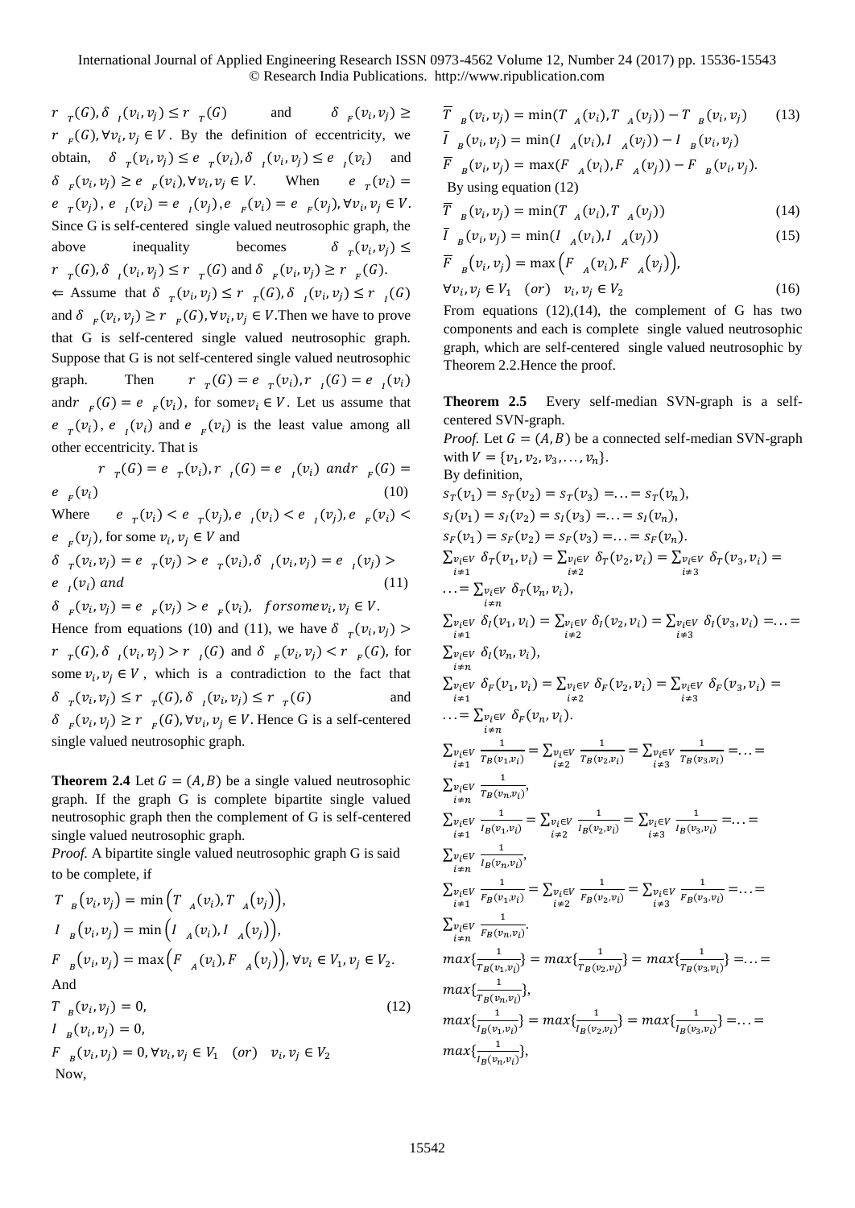$r_T(G), \delta_I(v_i, v_j) \leq r_T(G)$ and $\delta_F(v_i, v_j) \geq r_F(G), \forall v_i, v_j \in V$. By the definition of eccentricity, we obtain, $\delta_T(v_i, v_j) \leq e_T(v_i), \delta_I(v_i, v_j) \leq e_I(v_i)$ and $\delta_F(v_i, v_j) \geq e_F(v_i), \forall v_i, v_j \in V$. When $e_T(v_i) = e_T(v_j)$, $e_I(v_i) = e_I(v_j)$, $e_F(v_i) = e_F(v_j), \forall v_i, v_j \in V$. Since G is self-centered single valued neutrosophic graph, the above inequality becomes $\delta_T(v_i, v_j) \leq r_T(G), \delta_I(v_i, v_j) \leq r_T(G)$ and $\delta_F(v_i, v_j) \geq r_F(G)$.

$\Leftarrow$ Assume that $\delta_T(v_i, v_j) \leq r_T(G), \delta_I(v_i, v_j) \leq r_I(G)$ and $\delta_F(v_i, v_j) \geq r_F(G), \forall v_i, v_j \in V$. Then we have to prove that G is self-centered single valued neutrosophic graph. Suppose that G is not self-centered single valued neutrosophic graph. Then $r_T(G) = e_T(v_i), r_I(G) = e_I(v_i)$ and $r_F(G) = e_F(v_i)$, for some $v_i \in V$. Let us assume that $e_T(v_i)$, $e_I(v_i)$ and $e_F(v_i)$ is the least value among all other eccentricity. That is

$$r_T(G) = e_T(v_i), r_I(G) = e_I(v_i) \text{ and } r_F(G) = e_F(v_i) \tag{10}$$

Where $e_T(v_i) < e_T(v_j), e_I(v_i) < e_I(v_j), e_F(v_i) < e_F(v_j)$, for some $v_i, v_j \in V$ and

$$\delta_T(v_i, v_j) = e_T(v_j) > e_T(v_i), \delta_I(v_i, v_j) = e_I(v_j) > e_I(v_i) \text{ and} \tag{11}$$

$$\delta_F(v_i, v_j) = e_F(v_j) > e_F(v_i), \quad \text{for some } v_i, v_j \in V.$$

Hence from equations (10) and (11), we have $\delta_T(v_i, v_j) > r_T(G), \delta_I(v_i, v_j) > r_I(G)$ and $\delta_F(v_i, v_j) < r_F(G)$, for some $v_i, v_j \in V$, which is a contradiction to the fact that $\delta_T(v_i, v_j) \leq r_T(G), \delta_I(v_i, v_j) \leq r_T(G)$ and $\delta_F(v_i, v_j) \geq r_F(G), \forall v_i, v_j \in V$. Hence G is a self-centered single valued neutrosophic graph.

**Theorem 2.4** Let $G = (A, B)$ be a single valued neutrosophic graph. If the graph G is complete bipartite single valued neutrosophic graph then the complement of G is self-centered single valued neutrosophic graph.

*Proof.* A bipartite single valued neutrosophic graph G is said to be complete, if

$$T_B(v_i, v_j) = \min\left(T_A(v_i), T_A(v_j)\right),$$

$$I_B(v_i, v_j) = \min\left(I_A(v_i), I_A(v_j)\right),$$

$$F_B(v_i, v_j) = \max\left(F_A(v_i), F_A(v_j)\right), \forall v_i \in V_1, v_j \in V_2.$$

And

$$T_B(v_i, v_j) = 0, \tag{12}$$

$$I_B(v_i, v_j) = 0,$$

$$F_B(v_i, v_j) = 0, \forall v_i, v_j \in V_1 \quad (or) \quad v_i, v_j \in V_2$$

Now,

$$\overline{T}_B(v_i, v_j) = \min(T_A(v_i), T_A(v_j)) - T_B(v_i, v_j) \tag{13}$$

$$\overline{I}_B(v_i, v_j) = \min(I_A(v_i), I_A(v_j)) - I_B(v_i, v_j)$$

$$\overline{F}_B(v_i, v_j) = \max(F_A(v_i), F_A(v_j)) - F_B(v_i, v_j).$$

By using equation (12)

$$\overline{T}_B(v_i, v_j) = \min(T_A(v_i), T_A(v_j)) \tag{14}$$

$$\overline{I}_B(v_i, v_j) = \min(I_A(v_i), I_A(v_j)) \tag{15}$$

$$\overline{F}_B(v_i, v_j) = \max\left(F_A(v_i), F_A(v_j)\right),$$

$$\forall v_i, v_j \in V_1 \quad (or) \quad v_i, v_j \in V_2 \tag{16}$$

From equations (12),(14), the complement of G has two components and each is complete single valued neutrosophic graph, which are self-centered single valued neutrosophic by Theorem 2.2.Hence the proof.

**Theorem 2.5** Every self-median SVN-graph is a self-centered SVN-graph.

*Proof.* Let $G = (A, B)$ be a connected self-median SVN-graph with $V = \{v_1, v_2, v_3, \ldots, v_n\}$.

By definition,

$$s_T(v_1) = s_T(v_2) = s_T(v_3) = \ldots = s_T(v_n),$$

$$s_I(v_1) = s_I(v_2) = s_I(v_3) = \ldots = s_I(v_n),$$

$$s_F(v_1) = s_F(v_2) = s_F(v_3) = \ldots = s_F(v_n).$$

$$\sum_{\substack{v_i \in V \\ i \neq 1}} \delta_T(v_1, v_i) = \sum_{\substack{v_i \in V \\ i \neq 2}} \delta_T(v_2, v_i) = \sum_{\substack{v_i \in V \\ i \neq 3}} \delta_T(v_3, v_i) = \ldots = \sum_{\substack{v_i \in V \\ i \neq n}} \delta_T(v_n, v_i),$$

$$\sum_{\substack{v_i \in V \\ i \neq 1}} \delta_I(v_1, v_i) = \sum_{\substack{v_i \in V \\ i \neq 2}} \delta_I(v_2, v_i) = \sum_{\substack{v_i \in V \\ i \neq 3}} \delta_I(v_3, v_i) = \ldots = \sum_{\substack{v_i \in V \\ i \neq n}} \delta_I(v_n, v_i),$$

$$\sum_{\substack{v_i \in V \\ i \neq 1}} \delta_F(v_1, v_i) = \sum_{\substack{v_i \in V \\ i \neq 2}} \delta_F(v_2, v_i) = \sum_{\substack{v_i \in V \\ i \neq 3}} \delta_F(v_3, v_i) = \ldots = \sum_{\substack{v_i \in V \\ i \neq n}} \delta_F(v_n, v_i).$$

$$\sum_{\substack{v_i \in V \\ i \neq 1}} \frac{1}{T_B(v_1, v_i)} = \sum_{\substack{v_i \in V \\ i \neq 2}} \frac{1}{T_B(v_2, v_i)} = \sum_{\substack{v_i \in V \\ i \neq 3}} \frac{1}{T_B(v_3, v_i)} = \ldots = \sum_{\substack{v_i \in V \\ i \neq n}} \frac{1}{T_B(v_n, v_i)},$$

$$\sum_{\substack{v_i \in V \\ i \neq 1}} \frac{1}{I_B(v_1, v_i)} = \sum_{\substack{v_i \in V \\ i \neq 2}} \frac{1}{I_B(v_2, v_i)} = \sum_{\substack{v_i \in V \\ i \neq 3}} \frac{1}{I_B(v_3, v_i)} = \ldots = \sum_{\substack{v_i \in V \\ i \neq n}} \frac{1}{I_B(v_n, v_i)},$$

$$\sum_{\substack{v_i \in V \\ i \neq 1}} \frac{1}{F_B(v_1, v_i)} = \sum_{\substack{v_i \in V \\ i \neq 2}} \frac{1}{F_B(v_2, v_i)} = \sum_{\substack{v_i \in V \\ i \neq 3}} \frac{1}{F_B(v_3, v_i)} = \ldots = \sum_{\substack{v_i \in V \\ i \neq n}} \frac{1}{F_B(v_n, v_i)}.$$

$$max\{\frac{1}{T_B(v_1, v_i)}\} = max\{\frac{1}{T_B(v_2, v_i)}\} = max\{\frac{1}{T_B(v_3, v_i)}\} = \ldots = max\{\frac{1}{T_B(v_n, v_i)}\},$$

$$max\{\frac{1}{I_B(v_1, v_i)}\} = max\{\frac{1}{I_B(v_2, v_i)}\} = max\{\frac{1}{I_B(v_3, v_i)}\} = \ldots = max\{\frac{1}{I_B(v_n, v_i)}\},$$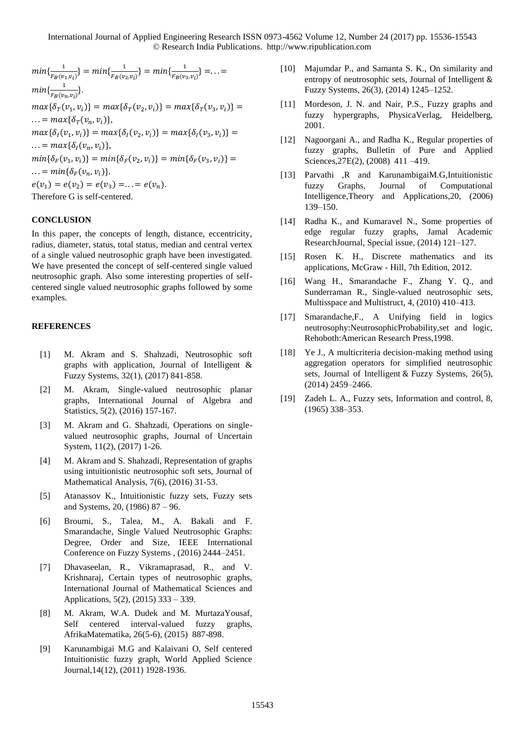$min\{\frac{1}{F_B(v_1,v_i)}\} = min\{\frac{1}{F_B(v_2,v_i)}\} = min\{\frac{1}{F_B(v_3,v_i)}\} = \ldots =$
$min\{\frac{1}{F_B(v_n,v_i)}\}$.

$max\{\delta_T(v_1, v_i)\} = max\{\delta_T(v_2, v_i)\} = max\{\delta_T(v_3, v_i)\} =$
$\ldots = max\{\delta_T(v_n, v_i)\}$,

$max\{\delta_I(v_1, v_i)\} = max\{\delta_I(v_2, v_i)\} = max\{\delta_I(v_3, v_i)\} =$
$\ldots = max\{\delta_I(v_n, v_i)\}$,

$min\{\delta_F(v_1, v_i)\} = min\{\delta_F(v_2, v_i)\} = min\{\delta_F(v_3, v_i)\} =$
$\ldots = min\{\delta_F(v_n, v_i)\}$.

$e(v_1) = e(v_2) = e(v_3) = \ldots = e(v_n)$.

Therefore G is self-centered.

## CONCLUSION

In this paper, the concepts of length, distance, eccentricity, radius, diameter, status, total status, median and central vertex of a single valued neutrosophic graph have been investigated. We have presented the concept of self-centered single valued neutrosophic graph. Also some interesting properties of self-centered single valued neutrosophic graphs followed by some examples.

## REFERENCES

[1] M. Akram and S. Shahzadi, Neutrosophic soft graphs with application, Journal of Intelligent & Fuzzy Systems, 32(1), (2017) 841-858.

[2] M. Akram, Single-valued neutrosophic planar graphs, International Journal of Algebra and Statistics, 5(2), (2016) 157-167.

[3] M. Akram and G. Shahzadi, Operations on single-valued neutrosophic graphs, Journal of Uncertain System, 11(2), (2017) 1-26.

[4] M. Akram and S. Shahzadi, Representation of graphs using intuitionistic neutrosophic soft sets, Journal of Mathematical Analysis, 7(6), (2016) 31-53.

[5] Atanassov K., Intuitionistic fuzzy sets, Fuzzy sets and Systems, 20, (1986) 87 – 96.

[6] Broumi, S., Talea, M., A. Bakali and F. Smarandache, Single Valued Neutrosophic Graphs: Degree, Order and Size, IEEE International Conference on Fuzzy Systems , (2016) 2444–2451.

[7] Dhavaseelan, R., Vikramaprasad, R., and V. Krishnaraj, Certain types of neutrosophic graphs, International Journal of Mathematical Sciences and Applications, 5(2), (2015) 333 – 339.

[8] M. Akram, W.A. Dudek and M. MurtazaYousaf, Self centered interval-valued fuzzy graphs, AfrikaMatematika, 26(5-6), (2015) 887-898.

[9] Karunambigai M.G and Kalaivani O, Self centered Intuitionistic fuzzy graph, World Applied Science Journal,14(12), (2011) 1928-1936.

[10] Majumdar P., and Samanta S. K., On similarity and entropy of neutrosophic sets, Journal of Intelligent & Fuzzy Systems, 26(3), (2014) 1245–1252.

[11] Mordeson, J. N. and Nair, P.S., Fuzzy graphs and fuzzy hypergraphs, PhysicaVerlag, Heidelberg, 2001.

[12] Nagoorgani A., and Radha K., Regular properties of fuzzy graphs, Bulletin of Pure and Applied Sciences,27E(2), (2008) 411 –419.

[13] Parvathi ,R and KarunambigaiM.G,Intuitionistic fuzzy Graphs, Journal of Computational Intelligence,Theory and Applications,20, (2006) 139–150.

[14] Radha K., and Kumaravel N., Some properties of edge regular fuzzy graphs, Jamal Academic ResearchJournal, Special issue, (2014) 121–127.

[15] Rosen K. H., Discrete mathematics and its applications, McGraw - Hill, 7th Edition, 2012.

[16] Wang H., Smarandache F., Zhang Y. Q., and Sunderraman R., Single-valued neutrosophic sets, Multisspace and Multistruct, 4, (2010) 410–413.

[17] Smarandache,F., A Unifying field in logics neutrosophy:NeutrosophicProbability,set and logic, Rehoboth:American Research Press,1998.

[18] Ye J., A multicriteria decision-making method using aggregation operators for simplified neutrosophic sets, Journal of Intelligent & Fuzzy Systems, 26(5), (2014) 2459–2466.

[19] Zadeh L. A., Fuzzy sets, Information and control, 8, (1965) 338–353.